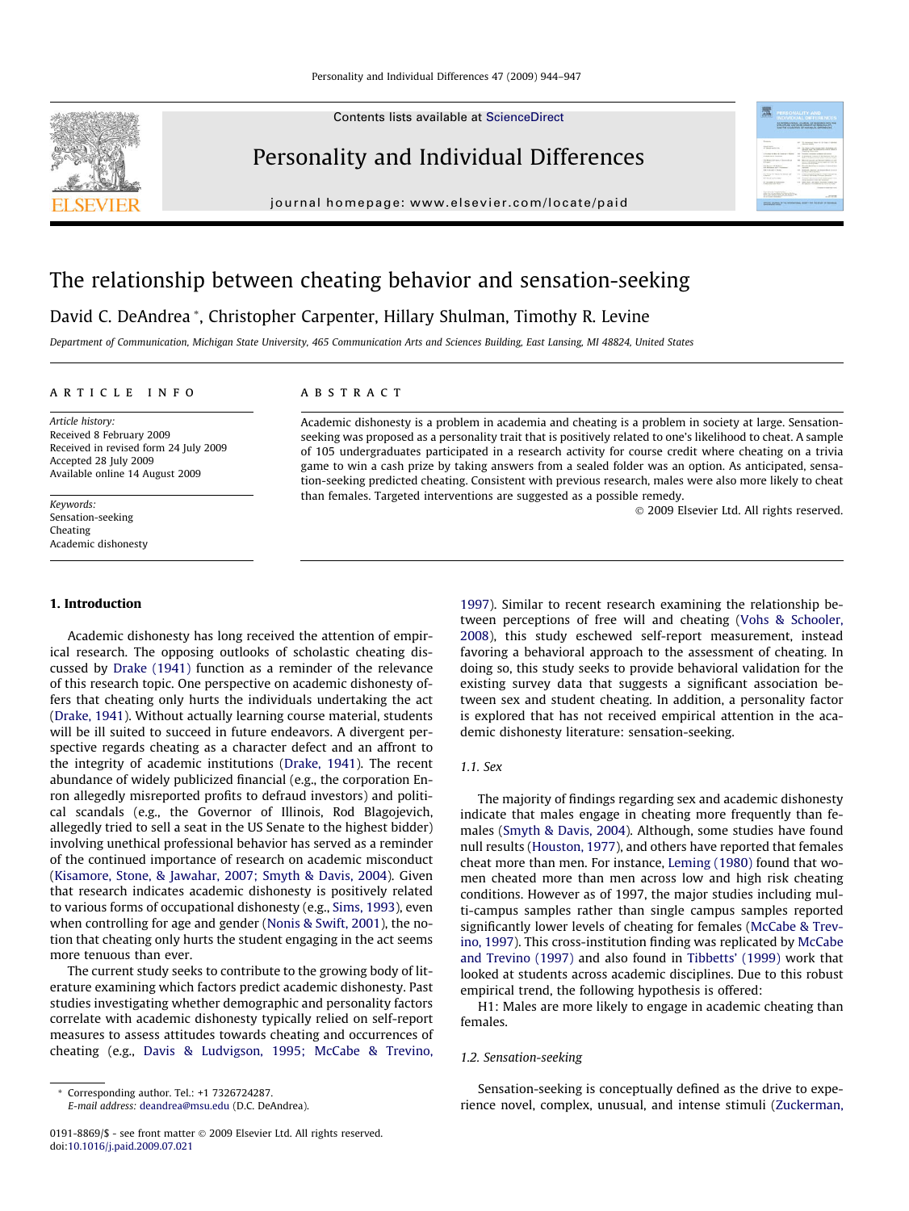# The relationship between cheating behavior and sensation-seeking

David C. DeAndrea *, Christopher Carpenter, Hillary Shulman, Timothy R. Levine

*Department of Communication, Michigan State University, 465 Communication Arts and Sciences Building, East Lansing, MI 48824, United States*

**ARTICLE INFO**

*Article history:*
Received 8 February 2009
Received in revised form 24 July 2009
Accepted 28 July 2009
Available online 14 August 2009

*Keywords:*
Sensation-seeking
Cheating
Academic dishonesty

**ABSTRACT**

Academic dishonesty is a problem in academia and cheating is a problem in society at large. Sensation-seeking was proposed as a personality trait that is positively related to one's likelihood to cheat. A sample of 105 undergraduates participated in a research activity for course credit where cheating on a trivia game to win a cash prize by taking answers from a sealed folder was an option. As anticipated, sensation-seeking predicted cheating. Consistent with previous research, males were also more likely to cheat than females. Targeted interventions are suggested as a possible remedy.

© 2009 Elsevier Ltd. All rights reserved.

## 1. Introduction

Academic dishonesty has long received the attention of empirical research. The opposing outlooks of scholastic cheating discussed by Drake (1941) function as a reminder of the relevance of this research topic. One perspective on academic dishonesty offers that cheating only hurts the individuals undertaking the act (Drake, 1941). Without actually learning course material, students will be ill suited to succeed in future endeavors. A divergent perspective regards cheating as a character defect and an affront to the integrity of academic institutions (Drake, 1941). The recent abundance of widely publicized financial (e.g., the corporation Enron allegedly misreported profits to defraud investors) and political scandals (e.g., the Governor of Illinois, Rod Blagojevich, allegedly tried to sell a seat in the US Senate to the highest bidder) involving unethical professional behavior has served as a reminder of the continued importance of research on academic misconduct (Kisamore, Stone, & Jawahar, 2007; Smyth & Davis, 2004). Given that research indicates academic dishonesty is positively related to various forms of occupational dishonesty (e.g., Sims, 1993), even when controlling for age and gender (Nonis & Swift, 2001), the notion that cheating only hurts the student engaging in the act seems more tenuous than ever.

The current study seeks to contribute to the growing body of literature examining which factors predict academic dishonesty. Past studies investigating whether demographic and personality factors correlate with academic dishonesty typically relied on self-report measures to assess attitudes towards cheating and occurrences of cheating (e.g., Davis & Ludvigson, 1995; McCabe & Trevino, 1997). Similar to recent research examining the relationship between perceptions of free will and cheating (Vohs & Schooler, 2008), this study eschewed self-report measurement, instead favoring a behavioral approach to the assessment of cheating. In doing so, this study seeks to provide behavioral validation for the existing survey data that suggests a significant association between sex and student cheating. In addition, a personality factor is explored that has not received empirical attention in the academic dishonesty literature: sensation-seeking.

### 1.1. Sex

The majority of findings regarding sex and academic dishonesty indicate that males engage in cheating more frequently than females (Smyth & Davis, 2004). Although, some studies have found null results (Houston, 1977), and others have reported that females cheat more than men. For instance, Leming (1980) found that women cheated more than men across low and high risk cheating conditions. However as of 1997, the major studies including multi-campus samples rather than single campus samples reported significantly lower levels of cheating for females (McCabe & Trevino, 1997). This cross-institution finding was replicated by McCabe and Trevino (1997) and also found in Tibbetts' (1999) work that looked at students across academic disciplines. Due to this robust empirical trend, the following hypothesis is offered:

H1: Males are more likely to engage in academic cheating than females.

### 1.2. Sensation-seeking

Sensation-seeking is conceptually defined as the drive to experience novel, complex, unusual, and intense stimuli (Zuckerman,

* Corresponding author. Tel.: +1 7326724287.
E-mail address: deandrea@msu.edu (D.C. DeAndrea).

0191-8869/$ - see front matter © 2009 Elsevier Ltd. All rights reserved.
doi:10.1016/j.paid.2009.07.021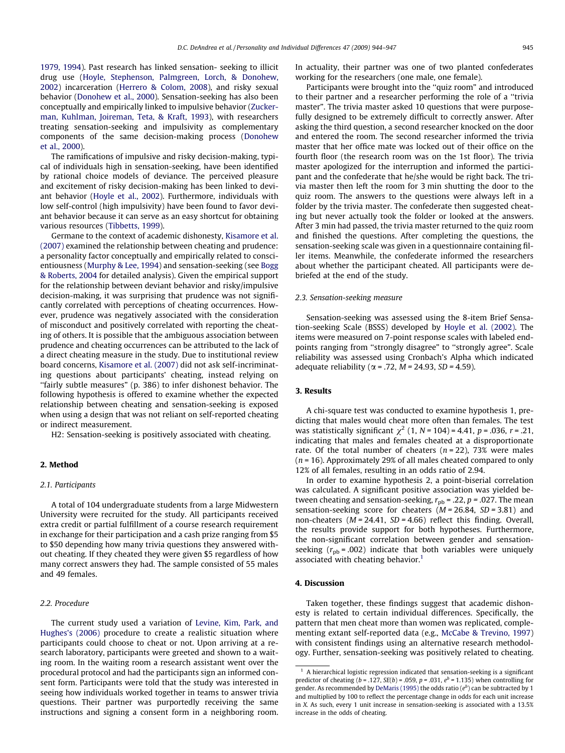1979, 1994). Past research has linked sensation- seeking to illicit drug use (Hoyle, Stephenson, Palmgreen, Lorch, & Donohew, 2002) incarceration (Herrero & Colom, 2008), and risky sexual behavior (Donohew et al., 2000). Sensation-seeking has also been conceptually and empirically linked to impulsive behavior (Zuckerman, Kuhlman, Joireman, Teta, & Kraft, 1993), with researchers treating sensation-seeking and impulsivity as complementary components of the same decision-making process (Donohew et al., 2000).

The ramifications of impulsive and risky decision-making, typical of individuals high in sensation-seeking, have been identified by rational choice models of deviance. The perceived pleasure and excitement of risky decision-making has been linked to deviant behavior (Hoyle et al., 2002). Furthermore, individuals with low self-control (high impulsivity) have been found to favor deviant behavior because it can serve as an easy shortcut for obtaining various resources (Tibbetts, 1999).

Germane to the context of academic dishonesty, Kisamore et al. (2007) examined the relationship between cheating and prudence: a personality factor conceptually and empirically related to conscientiousness (Murphy & Lee, 1994) and sensation-seeking (see Bogg & Roberts, 2004 for detailed analysis). Given the empirical support for the relationship between deviant behavior and risky/impulsive decision-making, it was surprising that prudence was not significantly correlated with perceptions of cheating occurrences. However, prudence was negatively associated with the consideration of misconduct and positively correlated with reporting the cheating of others. It is possible that the ambiguous association between prudence and cheating occurrences can be attributed to the lack of a direct cheating measure in the study. Due to institutional review board concerns, Kisamore et al. (2007) did not ask self-incriminating questions about participants' cheating, instead relying on "fairly subtle measures" (p. 386) to infer dishonest behavior. The following hypothesis is offered to examine whether the expected relationship between cheating and sensation-seeking is exposed when using a design that was not reliant on self-reported cheating or indirect measurement.

H2: Sensation-seeking is positively associated with cheating.

## 2. Method

### 2.1. Participants

A total of 104 undergraduate students from a large Midwestern University were recruited for the study. All participants received extra credit or partial fulfillment of a course research requirement in exchange for their participation and a cash prize ranging from \$5 to \$50 depending how many trivia questions they answered without cheating. If they cheated they were given \$5 regardless of how many correct answers they had. The sample consisted of 55 males and 49 females.

### 2.2. Procedure

The current study used a variation of Levine, Kim, Park, and Hughes's (2006) procedure to create a realistic situation where participants could choose to cheat or not. Upon arriving at a research laboratory, participants were greeted and shown to a waiting room. In the waiting room a research assistant went over the procedural protocol and had the participants sign an informed consent form. Participants were told that the study was interested in seeing how individuals worked together in teams to answer trivia questions. Their partner was purportedly receiving the same instructions and signing a consent form in a neighboring room. In actuality, their partner was one of two planted confederates working for the researchers (one male, one female).

Participants were brought into the "quiz room" and introduced to their partner and a researcher performing the role of a "trivia master". The trivia master asked 10 questions that were purposefully designed to be extremely difficult to correctly answer. After asking the third question, a second researcher knocked on the door and entered the room. The second researcher informed the trivia master that her office mate was locked out of their office on the fourth floor (the research room was on the 1st floor). The trivia master apologized for the interruption and informed the participant and the confederate that he/she would be right back. The trivia master then left the room for 3 min shutting the door to the quiz room. The answers to the questions were always left in a folder by the trivia master. The confederate then suggested cheating but never actually took the folder or looked at the answers. After 3 min had passed, the trivia master returned to the quiz room and finished the questions. After completing the questions, the sensation-seeking scale was given in a questionnaire containing filler items. Meanwhile, the confederate informed the researchers about whether the participant cheated. All participants were debriefed at the end of the study.

### 2.3. Sensation-seeking measure

Sensation-seeking was assessed using the 8-item Brief Sensation-seeking Scale (BSSS) developed by Hoyle et al. (2002). The items were measured on 7-point response scales with labeled endpoints ranging from "strongly disagree" to "strongly agree". Scale reliability was assessed using Cronbach's Alpha which indicated adequate reliability ($\alpha = .72$, $M = 24.93$, $SD = 4.59$).

## 3. Results

A chi-square test was conducted to examine hypothesis 1, predicting that males would cheat more often than females. The test was statistically significant $\chi^2$ (1, $N = 104$) = 4.41, $p = .036$, $r = .21$, indicating that males and females cheated at a disproportionate rate. Of the total number of cheaters ($n = 22$), 73% were males ($n = 16$). Approximately 29% of all males cheated compared to only 12% of all females, resulting in an odds ratio of 2.94.

In order to examine hypothesis 2, a point-biserial correlation was calculated. A significant positive association was yielded between cheating and sensation-seeking, $r_{pb} = .22$, $p = .027$. The mean sensation-seeking score for cheaters ($M = 26.84$, $SD = 3.81$) and non-cheaters ($M = 24.41$, $SD = 4.66$) reflect this finding. Overall, the results provide support for both hypotheses. Furthermore, the non-significant correlation between gender and sensation-seeking ($r_{pb} = .002$) indicate that both variables were uniquely associated with cheating behavior.[1]

## 4. Discussion

Taken together, these findings suggest that academic dishonesty is related to certain individual differences. Specifically, the pattern that men cheat more than women was replicated, complementing extant self-reported data (e.g., McCabe & Trevino, 1997) with consistent findings using an alternative research methodology. Further, sensation-seeking was positively related to cheating.

[1] A hierarchical logistic regression indicated that sensation-seeking is a significant predictor of cheating ($b = .127$, $SE(b) = .059$, $p = .031$, $e^b = 1.135$) when controlling for gender. As recommended by DeMaris (1995) the odds ratio ($e^b$) can be subtracted by 1 and multiplied by 100 to reflect the percentage change in odds for each unit increase in $X$. As such, every 1 unit increase in sensation-seeking is associated with a 13.5% increase in the odds of cheating.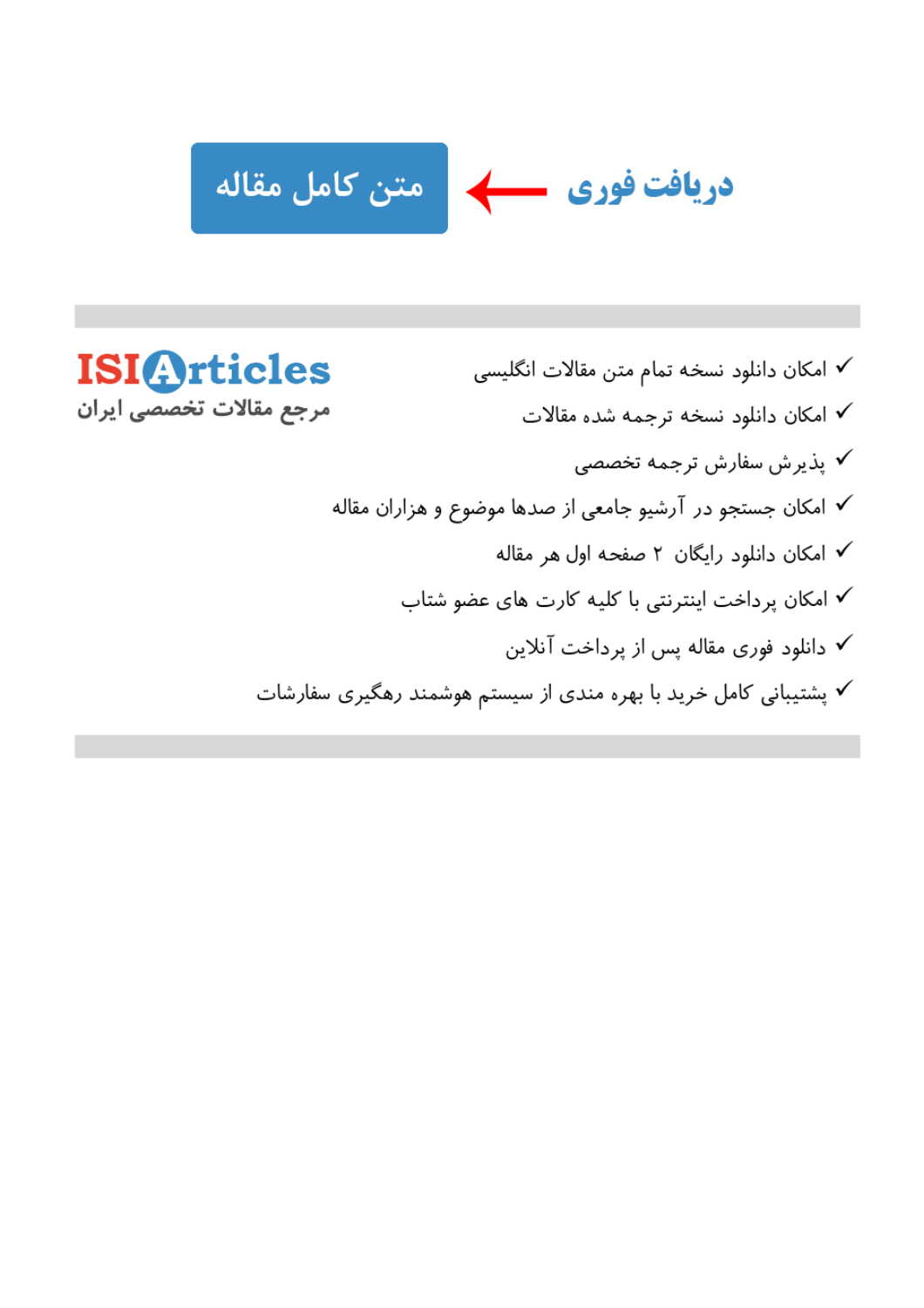دریافت فوری ← متن کامل مقاله

**ISIArticles**
مرجع مقالات تخصصی ایران

- ✓ امکان دانلود نسخه تمام متن مقالات انگلیسی
- ✓ امکان دانلود نسخه ترجمه شده مقالات
- ✓ پذیرش سفارش ترجمه تخصصی
- ✓ امکان جستجو در آرشیو جامعی از صدها موضوع و هزاران مقاله
- ✓ امکان دانلود رایگان ۲ صفحه اول هر مقاله
- ✓ امکان پرداخت اینترنتی با کلیه کارت های عضو شتاب
- ✓ دانلود فوری مقاله پس از پرداخت آنلاین
- ✓ پشتیبانی کامل خرید با بهره مندی از سیستم هوشمند رهگیری سفارشات